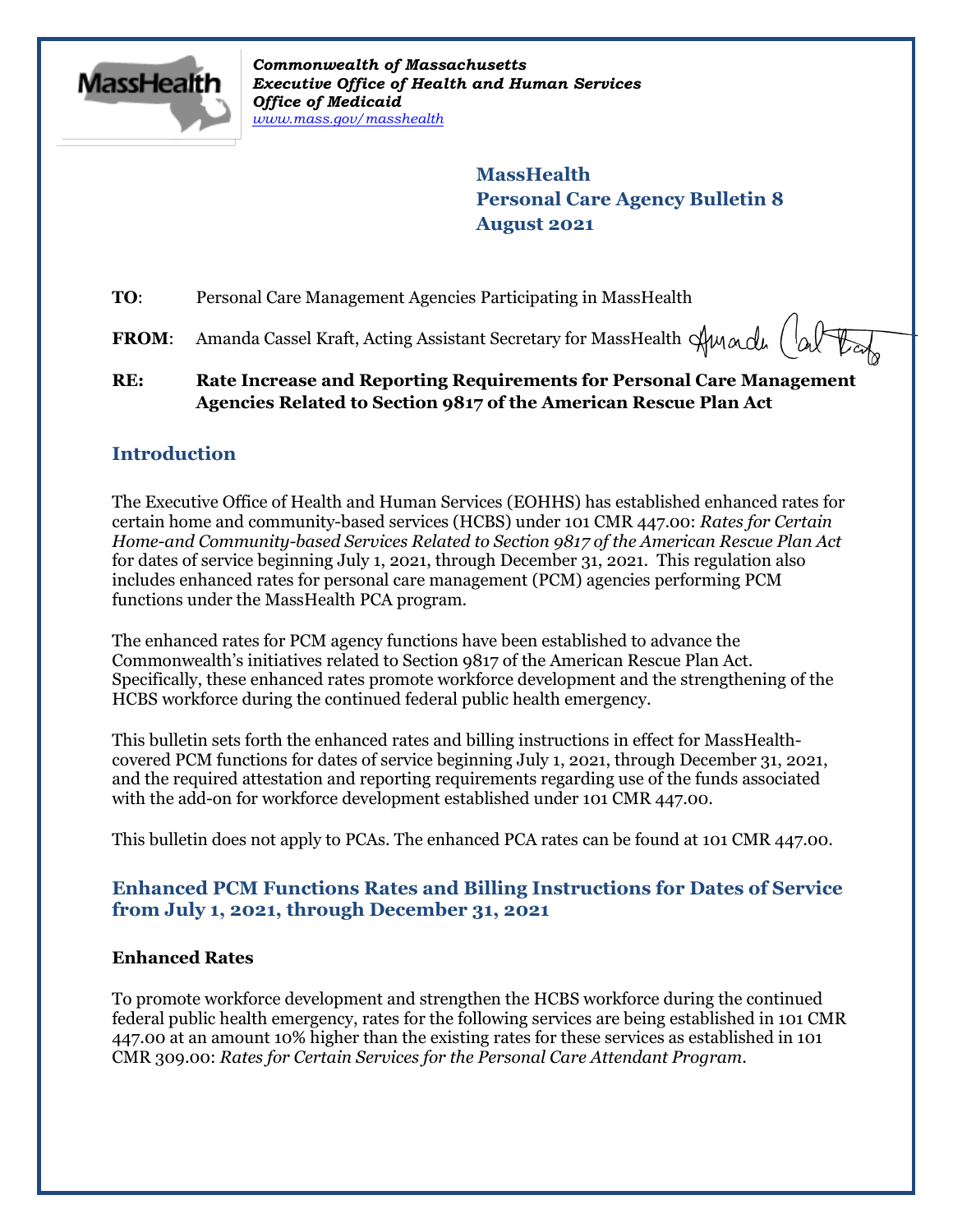*Commonwealth of Massachusetts*
*Executive Office of Health and Human Services*
*Office of Medicaid*
*www.mass.gov/masshealth*

**MassHealth**
**Personal Care Agency Bulletin 8**
**August 2021**

**TO**: Personal Care Management Agencies Participating in MassHealth

**FROM**: Amanda Cassel Kraft, Acting Assistant Secretary for MassHealth

**RE: Rate Increase and Reporting Requirements for Personal Care Management Agencies Related to Section 9817 of the American Rescue Plan Act**

## Introduction

The Executive Office of Health and Human Services (EOHHS) has established enhanced rates for certain home and community-based services (HCBS) under 101 CMR 447.00: *Rates for Certain Home-and Community-based Services Related to Section 9817 of the American Rescue Plan Act* for dates of service beginning July 1, 2021, through December 31, 2021. This regulation also includes enhanced rates for personal care management (PCM) agencies performing PCM functions under the MassHealth PCA program.

The enhanced rates for PCM agency functions have been established to advance the Commonwealth's initiatives related to Section 9817 of the American Rescue Plan Act. Specifically, these enhanced rates promote workforce development and the strengthening of the HCBS workforce during the continued federal public health emergency.

This bulletin sets forth the enhanced rates and billing instructions in effect for MassHealth-covered PCM functions for dates of service beginning July 1, 2021, through December 31, 2021, and the required attestation and reporting requirements regarding use of the funds associated with the add-on for workforce development established under 101 CMR 447.00.

This bulletin does not apply to PCAs. The enhanced PCA rates can be found at 101 CMR 447.00.

## Enhanced PCM Functions Rates and Billing Instructions for Dates of Service from July 1, 2021, through December 31, 2021

### Enhanced Rates

To promote workforce development and strengthen the HCBS workforce during the continued federal public health emergency, rates for the following services are being established in 101 CMR 447.00 at an amount 10% higher than the existing rates for these services as established in 101 CMR 309.00: *Rates for Certain Services for the Personal Care Attendant Program*.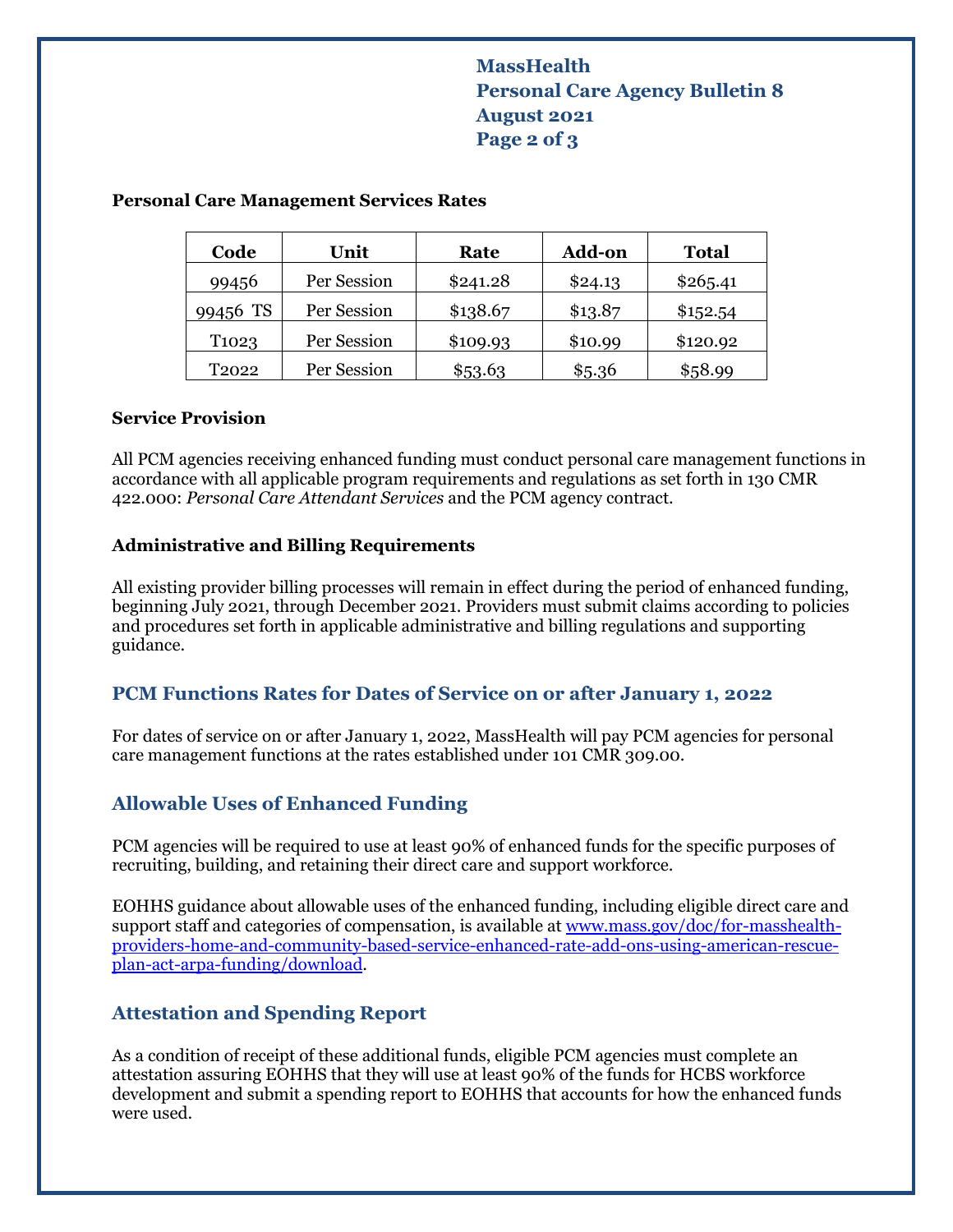**Personal Care Management Services Rates**

| Code | Unit | Rate | Add-on | Total |
| --- | --- | --- | --- | --- |
| 99456 | Per Session | $241.28 | $24.13 | $265.41 |
| 99456 TS | Per Session | $138.67 | $13.87 | $152.54 |
| T1023 | Per Session | $109.93 | $10.99 | $120.92 |
| T2022 | Per Session | $53.63 | $5.36 | $58.99 |

**Service Provision**

All PCM agencies receiving enhanced funding must conduct personal care management functions in accordance with all applicable program requirements and regulations as set forth in 130 CMR 422.000: *Personal Care Attendant Services* and the PCM agency contract.

**Administrative and Billing Requirements**

All existing provider billing processes will remain in effect during the period of enhanced funding, beginning July 2021, through December 2021. Providers must submit claims according to policies and procedures set forth in applicable administrative and billing regulations and supporting guidance.

## PCM Functions Rates for Dates of Service on or after January 1, 2022

For dates of service on or after January 1, 2022, MassHealth will pay PCM agencies for personal care management functions at the rates established under 101 CMR 309.00.

## Allowable Uses of Enhanced Funding

PCM agencies will be required to use at least 90% of enhanced funds for the specific purposes of recruiting, building, and retaining their direct care and support workforce.

EOHHS guidance about allowable uses of the enhanced funding, including eligible direct care and support staff and categories of compensation, is available at [www.mass.gov/doc/for-masshealth-providers-home-and-community-based-service-enhanced-rate-add-ons-using-american-rescue-plan-act-arpa-funding/download](www.mass.gov/doc/for-masshealth-providers-home-and-community-based-service-enhanced-rate-add-ons-using-american-rescue-plan-act-arpa-funding/download).

## Attestation and Spending Report

As a condition of receipt of these additional funds, eligible PCM agencies must complete an attestation assuring EOHHS that they will use at least 90% of the funds for HCBS workforce development and submit a spending report to EOHHS that accounts for how the enhanced funds were used.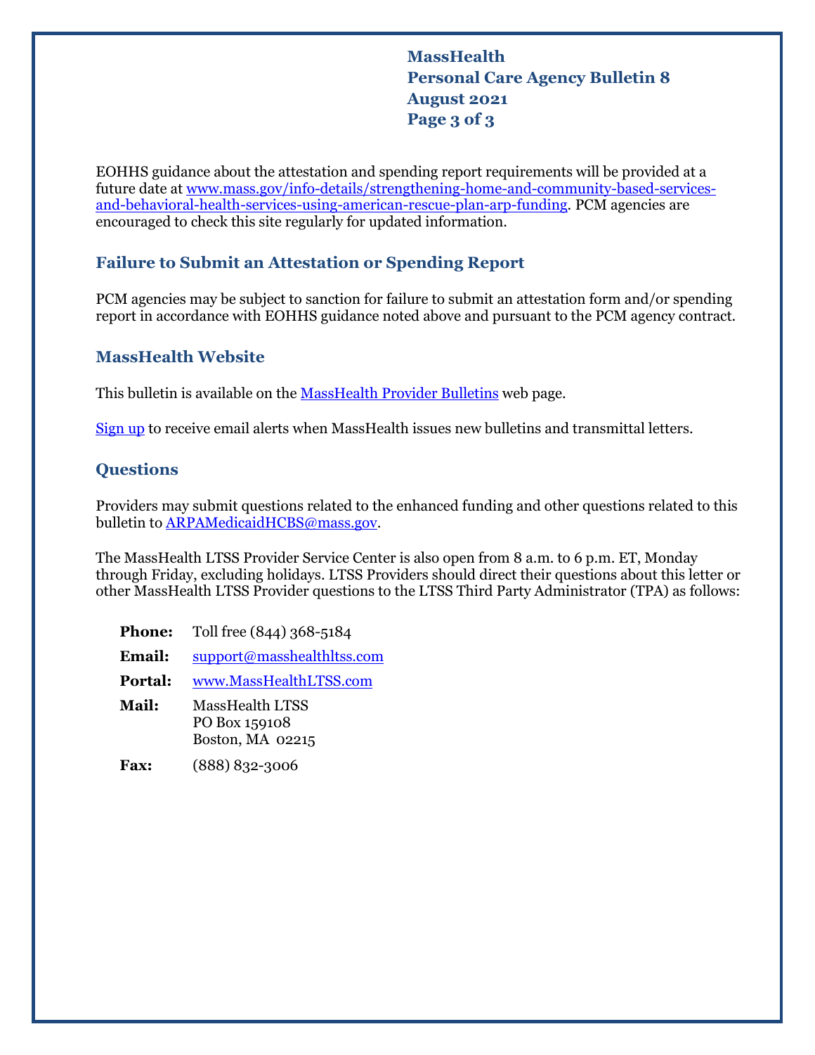EOHHS guidance about the attestation and spending report requirements will be provided at a future date at [www.mass.gov/info-details/strengthening-home-and-community-based-services-and-behavioral-health-services-using-american-rescue-plan-arp-funding](http://www.mass.gov/info-details/strengthening-home-and-community-based-services-and-behavioral-health-services-using-american-rescue-plan-arp-funding). PCM agencies are encouraged to check this site regularly for updated information.

## Failure to Submit an Attestation or Spending Report

PCM agencies may be subject to sanction for failure to submit an attestation form and/or spending report in accordance with EOHHS guidance noted above and pursuant to the PCM agency contract.

## MassHealth Website

This bulletin is available on the MassHealth Provider Bulletins web page.

Sign up to receive email alerts when MassHealth issues new bulletins and transmittal letters.

## Questions

Providers may submit questions related to the enhanced funding and other questions related to this bulletin to ARPAMedicaidHCBS@mass.gov.

The MassHealth LTSS Provider Service Center is also open from 8 a.m. to 6 p.m. ET, Monday through Friday, excluding holidays. LTSS Providers should direct their questions about this letter or other MassHealth LTSS Provider questions to the LTSS Third Party Administrator (TPA) as follows:

**Phone:** Toll free (844) 368-5184

**Email:** support@masshealthltss.com

**Portal:** www.MassHealthLTSS.com

**Mail:** MassHealth LTSS
PO Box 159108
Boston, MA 02215

**Fax:** (888) 832-3006